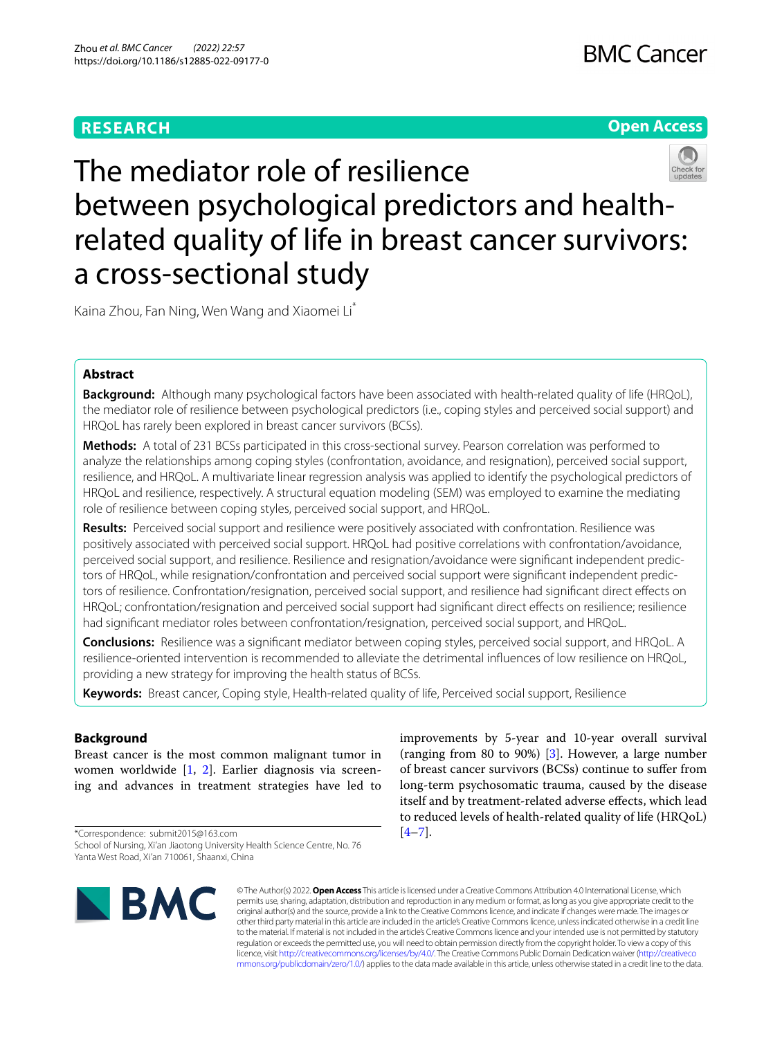RESEARCH

Open Access

# The mediator role of resilience between psychological predictors and health-related quality of life in breast cancer survivors: a cross-sectional study

Kaina Zhou, Fan Ning, Wen Wang and Xiaomei Li*

## Abstract

**Background:** Although many psychological factors have been associated with health-related quality of life (HRQoL), the mediator role of resilience between psychological predictors (i.e., coping styles and perceived social support) and HRQoL has rarely been explored in breast cancer survivors (BCSs).

**Methods:** A total of 231 BCSs participated in this cross-sectional survey. Pearson correlation was performed to analyze the relationships among coping styles (confrontation, avoidance, and resignation), perceived social support, resilience, and HRQoL. A multivariate linear regression analysis was applied to identify the psychological predictors of HRQoL and resilience, respectively. A structural equation modeling (SEM) was employed to examine the mediating role of resilience between coping styles, perceived social support, and HRQoL.

**Results:** Perceived social support and resilience were positively associated with confrontation. Resilience was positively associated with perceived social support. HRQoL had positive correlations with confrontation/avoidance, perceived social support, and resilience. Resilience and resignation/avoidance were significant independent predictors of HRQoL, while resignation/confrontation and perceived social support were significant independent predictors of resilience. Confrontation/resignation, perceived social support, and resilience had significant direct effects on HRQoL; confrontation/resignation and perceived social support had significant direct effects on resilience; resilience had significant mediator roles between confrontation/resignation, perceived social support, and HRQoL.

**Conclusions:** Resilience was a significant mediator between coping styles, perceived social support, and HRQoL. A resilience-oriented intervention is recommended to alleviate the detrimental influences of low resilience on HRQoL, providing a new strategy for improving the health status of BCSs.

**Keywords:** Breast cancer, Coping style, Health-related quality of life, Perceived social support, Resilience

## Background

Breast cancer is the most common malignant tumor in women worldwide [1, 2]. Earlier diagnosis via screening and advances in treatment strategies have led to improvements by 5-year and 10-year overall survival (ranging from 80 to 90%) [3]. However, a large number of breast cancer survivors (BCSs) continue to suffer from long-term psychosomatic trauma, caused by the disease itself and by treatment-related adverse effects, which lead to reduced levels of health-related quality of life (HRQoL) [4–7].

*Correspondence: submit2015@163.com
School of Nursing, Xi'an Jiaotong University Health Science Centre, No. 76 Yanta West Road, Xi'an 710061, Shaanxi, China

© The Author(s) 2022. **Open Access** This article is licensed under a Creative Commons Attribution 4.0 International License, which permits use, sharing, adaptation, distribution and reproduction in any medium or format, as long as you give appropriate credit to the original author(s) and the source, provide a link to the Creative Commons licence, and indicate if changes were made. The images or other third party material in this article are included in the article's Creative Commons licence, unless indicated otherwise in a credit line to the material. If material is not included in the article's Creative Commons licence and your intended use is not permitted by statutory regulation or exceeds the permitted use, you will need to obtain permission directly from the copyright holder. To view a copy of this licence, visit http://creativecommons.org/licenses/by/4.0/. The Creative Commons Public Domain Dedication waiver (http://creativecommons.org/publicdomain/zero/1.0/) applies to the data made available in this article, unless otherwise stated in a credit line to the data.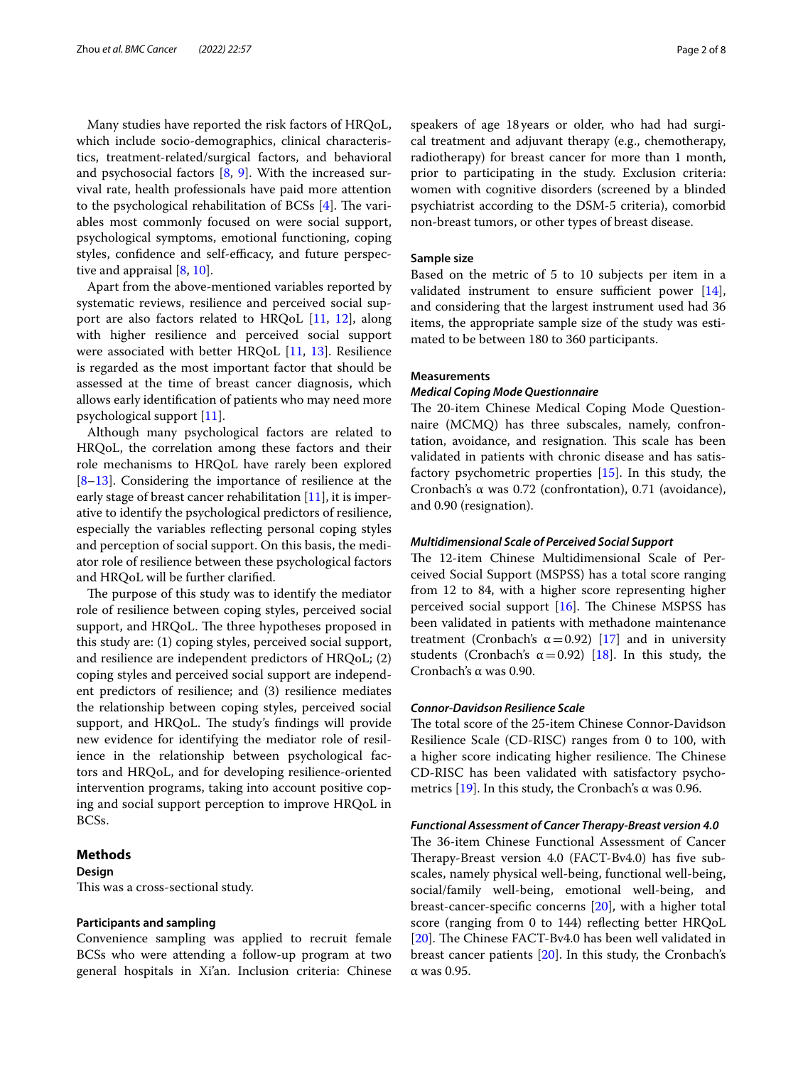Many studies have reported the risk factors of HRQoL, which include socio-demographics, clinical characteristics, treatment-related/surgical factors, and behavioral and psychosocial factors [8, 9]. With the increased survival rate, health professionals have paid more attention to the psychological rehabilitation of BCSs [4]. The variables most commonly focused on were social support, psychological symptoms, emotional functioning, coping styles, confidence and self-efficacy, and future perspective and appraisal [8, 10].

Apart from the above-mentioned variables reported by systematic reviews, resilience and perceived social support are also factors related to HRQoL [11, 12], along with higher resilience and perceived social support were associated with better HRQoL [11, 13]. Resilience is regarded as the most important factor that should be assessed at the time of breast cancer diagnosis, which allows early identification of patients who may need more psychological support [11].

Although many psychological factors are related to HRQoL, the correlation among these factors and their role mechanisms to HRQoL have rarely been explored [8–13]. Considering the importance of resilience at the early stage of breast cancer rehabilitation [11], it is imperative to identify the psychological predictors of resilience, especially the variables reflecting personal coping styles and perception of social support. On this basis, the mediator role of resilience between these psychological factors and HRQoL will be further clarified.

The purpose of this study was to identify the mediator role of resilience between coping styles, perceived social support, and HRQoL. The three hypotheses proposed in this study are: (1) coping styles, perceived social support, and resilience are independent predictors of HRQoL; (2) coping styles and perceived social support are independent predictors of resilience; and (3) resilience mediates the relationship between coping styles, perceived social support, and HRQoL. The study's findings will provide new evidence for identifying the mediator role of resilience in the relationship between psychological factors and HRQoL, and for developing resilience-oriented intervention programs, taking into account positive coping and social support perception to improve HRQoL in BCSs.

## Methods

### Design

This was a cross-sectional study.

### Participants and sampling

Convenience sampling was applied to recruit female BCSs who were attending a follow-up program at two general hospitals in Xi'an. Inclusion criteria: Chinese speakers of age 18 years or older, who had had surgical treatment and adjuvant therapy (e.g., chemotherapy, radiotherapy) for breast cancer for more than 1 month, prior to participating in the study. Exclusion criteria: women with cognitive disorders (screened by a blinded psychiatrist according to the DSM-5 criteria), comorbid non-breast tumors, or other types of breast disease.

### Sample size

Based on the metric of 5 to 10 subjects per item in a validated instrument to ensure sufficient power [14], and considering that the largest instrument used had 36 items, the appropriate sample size of the study was estimated to be between 180 to 360 participants.

### Measurements

#### *Medical Coping Mode Questionnaire*

The 20-item Chinese Medical Coping Mode Questionnaire (MCMQ) has three subscales, namely, confrontation, avoidance, and resignation. This scale has been validated in patients with chronic disease and has satisfactory psychometric properties [15]. In this study, the Cronbach's α was 0.72 (confrontation), 0.71 (avoidance), and 0.90 (resignation).

#### *Multidimensional Scale of Perceived Social Support*

The 12-item Chinese Multidimensional Scale of Perceived Social Support (MSPSS) has a total score ranging from 12 to 84, with a higher score representing higher perceived social support [16]. The Chinese MSPSS has been validated in patients with methadone maintenance treatment (Cronbach's $\alpha = 0.92$) [17] and in university students (Cronbach's $\alpha = 0.92$) [18]. In this study, the Cronbach's α was 0.90.

#### *Connor-Davidson Resilience Scale*

The total score of the 25-item Chinese Connor-Davidson Resilience Scale (CD-RISC) ranges from 0 to 100, with a higher score indicating higher resilience. The Chinese CD-RISC has been validated with satisfactory psychometrics [19]. In this study, the Cronbach's α was 0.96.

#### *Functional Assessment of Cancer Therapy-Breast version 4.0*

The 36-item Chinese Functional Assessment of Cancer Therapy-Breast version 4.0 (FACT-Bv4.0) has five subscales, namely physical well-being, functional well-being, social/family well-being, emotional well-being, and breast-cancer-specific concerns [20], with a higher total score (ranging from 0 to 144) reflecting better HRQoL [20]. The Chinese FACT-Bv4.0 has been well validated in breast cancer patients [20]. In this study, the Cronbach's α was 0.95.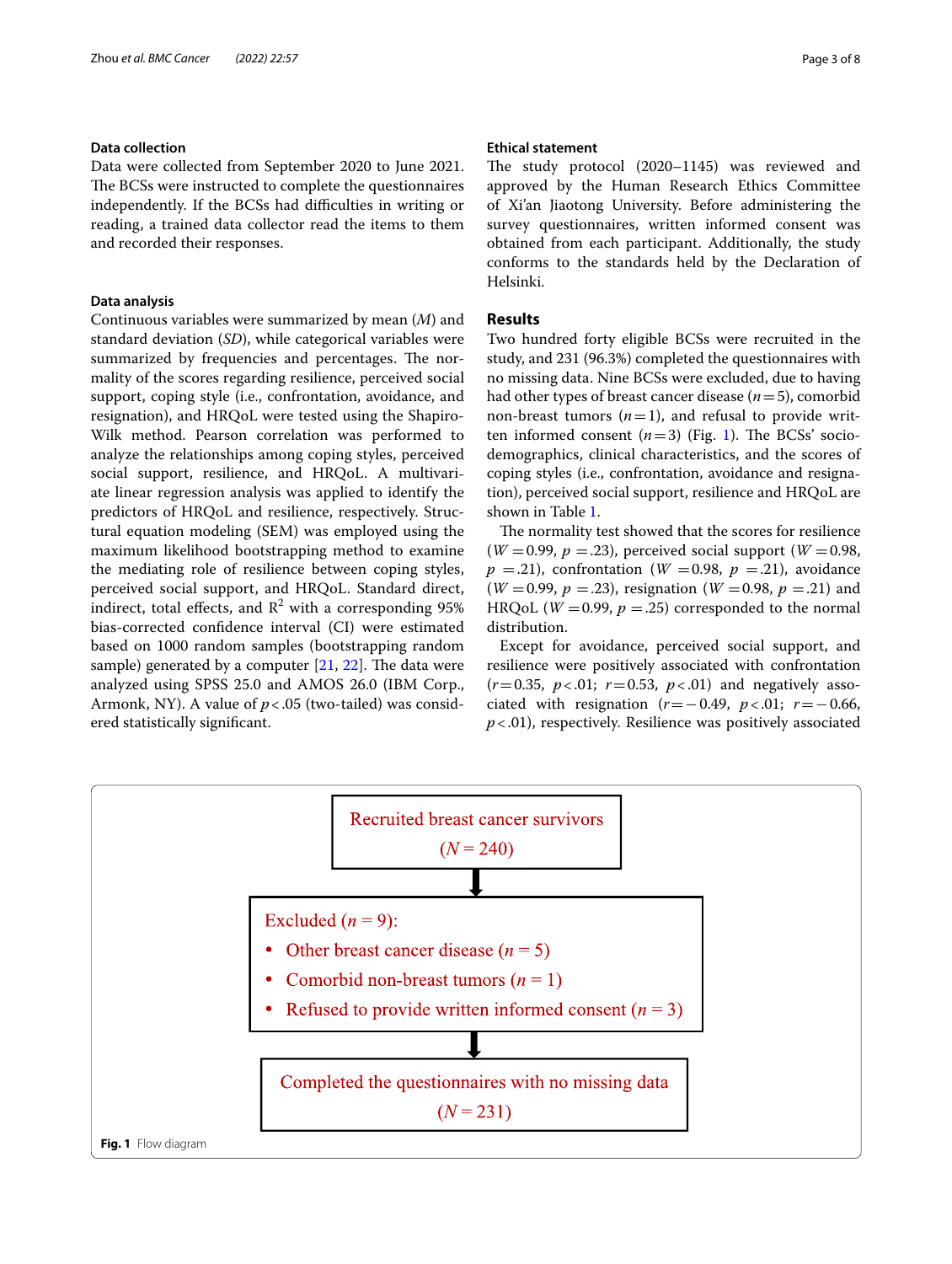### Data collection

Data were collected from September 2020 to June 2021. The BCSs were instructed to complete the questionnaires independently. If the BCSs had difficulties in writing or reading, a trained data collector read the items to them and recorded their responses.

### Data analysis

Continuous variables were summarized by mean (*M*) and standard deviation (*SD*), while categorical variables were summarized by frequencies and percentages. The normality of the scores regarding resilience, perceived social support, coping style (i.e., confrontation, avoidance, and resignation), and HRQoL were tested using the Shapiro-Wilk method. Pearson correlation was performed to analyze the relationships among coping styles, perceived social support, resilience, and HRQoL. A multivariate linear regression analysis was applied to identify the predictors of HRQoL and resilience, respectively. Structural equation modeling (SEM) was employed using the maximum likelihood bootstrapping method to examine the mediating role of resilience between coping styles, perceived social support, and HRQoL. Standard direct, indirect, total effects, and $R^2$ with a corresponding 95% bias-corrected confidence interval (CI) were estimated based on 1000 random samples (bootstrapping random sample) generated by a computer [21, 22]. The data were analyzed using SPSS 25.0 and AMOS 26.0 (IBM Corp., Armonk, NY). A value of $p < .05$ (two-tailed) was considered statistically significant.

### Ethical statement

The study protocol (2020–1145) was reviewed and approved by the Human Research Ethics Committee of Xi'an Jiaotong University. Before administering the survey questionnaires, written informed consent was obtained from each participant. Additionally, the study conforms to the standards held by the Declaration of Helsinki.

## Results

Two hundred forty eligible BCSs were recruited in the study, and 231 (96.3%) completed the questionnaires with no missing data. Nine BCSs were excluded, due to having had other types of breast cancer disease ($n = 5$), comorbid non-breast tumors ($n = 1$), and refusal to provide written informed consent ($n = 3$) (Fig. 1). The BCSs' socio-demographics, clinical characteristics, and the scores of coping styles (i.e., confrontation, avoidance and resignation), perceived social support, resilience and HRQoL are shown in Table 1.

The normality test showed that the scores for resilience ($W = 0.99$, $p = .23$), perceived social support ($W = 0.98$, $p = .21$), confrontation ($W = 0.98$, $p = .21$), avoidance ($W = 0.99$, $p = .23$), resignation ($W = 0.98$, $p = .21$) and HRQoL ($W = 0.99$, $p = .25$) corresponded to the normal distribution.

Except for avoidance, perceived social support, and resilience were positively associated with confrontation ($r = 0.35$, $p < .01$; $r = 0.53$, $p < .01$) and negatively associated with resignation ($r = -0.49$, $p < .01$; $r = -0.66$, $p < .01$), respectively. Resilience was positively associated

Recruited breast cancer survivors ($N = 240$)

↓

Excluded ($n = 9$):
- Other breast cancer disease ($n = 5$)
- Comorbid non-breast tumors ($n = 1$)
- Refused to provide written informed consent ($n = 3$)

↓

Completed the questionnaires with no missing data ($N = 231$)

**Fig. 1** Flow diagram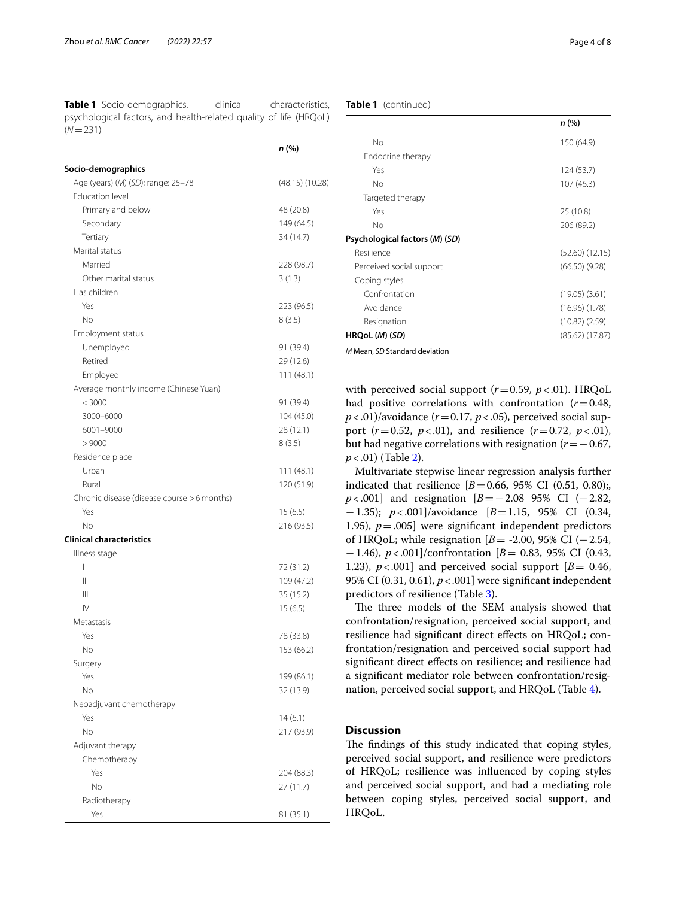**Table 1** Socio-demographics, clinical characteristics, psychological factors, and health-related quality of life (HRQoL) ($N = 231$)

| | *n* (%) |
|---|---|
| **Socio-demographics** | |
| Age (years) (*M*) (*SD*); range: 25–78 | (48.15) (10.28) |
| Education level | |
| Primary and below | 48 (20.8) |
| Secondary | 149 (64.5) |
| Tertiary | 34 (14.7) |
| Marital status | |
| Married | 228 (98.7) |
| Other marital status | 3 (1.3) |
| Has children | |
| Yes | 223 (96.5) |
| No | 8 (3.5) |
| Employment status | |
| Unemployed | 91 (39.4) |
| Retired | 29 (12.6) |
| Employed | 111 (48.1) |
| Average monthly income (Chinese Yuan) | |
| < 3000 | 91 (39.4) |
| 3000–6000 | 104 (45.0) |
| 6001–9000 | 28 (12.1) |
| > 9000 | 8 (3.5) |
| Residence place | |
| Urban | 111 (48.1) |
| Rural | 120 (51.9) |
| Chronic disease (disease course > 6 months) | |
| Yes | 15 (6.5) |
| No | 216 (93.5) |
| **Clinical characteristics** | |
| Illness stage | |
| I | 72 (31.2) |
| II | 109 (47.2) |
| III | 35 (15.2) |
| IV | 15 (6.5) |
| Metastasis | |
| Yes | 78 (33.8) |
| No | 153 (66.2) |
| Surgery | |
| Yes | 199 (86.1) |
| No | 32 (13.9) |
| Neoadjuvant chemotherapy | |
| Yes | 14 (6.1) |
| No | 217 (93.9) |
| Adjuvant therapy | |
| Chemotherapy | |
| Yes | 204 (88.3) |
| No | 27 (11.7) |
| Radiotherapy | |
| Yes | 81 (35.1) |
| No | 150 (64.9) |
| Endocrine therapy | |
| Yes | 124 (53.7) |
| No | 107 (46.3) |
| Targeted therapy | |
| Yes | 25 (10.8) |
| No | 206 (89.2) |
| **Psychological factors (*M*) (*SD*)** | |
| Resilience | (52.60) (12.15) |
| Perceived social support | (66.50) (9.28) |
| Coping styles | |
| Confrontation | (19.05) (3.61) |
| Avoidance | (16.96) (1.78) |
| Resignation | (10.82) (2.59) |
| **HRQoL (*M*) (*SD*)** | (85.62) (17.87) |

*M* Mean, *SD* Standard deviation

with perceived social support ($r = 0.59$, $p < .01$). HRQoL had positive correlations with confrontation ($r = 0.48$, $p < .01$)/avoidance ($r = 0.17$, $p < .05$), perceived social support ($r = 0.52$, $p < .01$), and resilience ($r = 0.72$, $p < .01$), but had negative correlations with resignation ($r = -0.67$, $p < .01$) (Table 2).

Multivariate stepwise linear regression analysis further indicated that resilience [$B = 0.66$, 95% CI (0.51, 0.80);, $p < .001$] and resignation [$B = -2.08$ 95% CI ($-2.82$, $-1.35$); $p < .001$]/avoidance [$B = 1.15$, 95% CI (0.34, 1.95), $p = .005$] were significant independent predictors of HRQoL; while resignation [$B = -2.00$, 95% CI ($-2.54$, $-1.46$), $p < .001$]/confrontation [$B = 0.83$, 95% CI (0.43, 1.23), $p < .001$] and perceived social support [$B = 0.46$, 95% CI (0.31, 0.61), $p < .001$] were significant independent predictors of resilience (Table 3).

The three models of the SEM analysis showed that confrontation/resignation, perceived social support, and resilience had significant direct effects on HRQoL; confrontation/resignation and perceived social support had significant direct effects on resilience; and resilience had a significant mediator role between confrontation/resignation, perceived social support, and HRQoL (Table 4).

## Discussion

The findings of this study indicated that coping styles, perceived social support, and resilience were predictors of HRQoL; resilience was influenced by coping styles and perceived social support, and had a mediating role between coping styles, perceived social support, and HRQoL.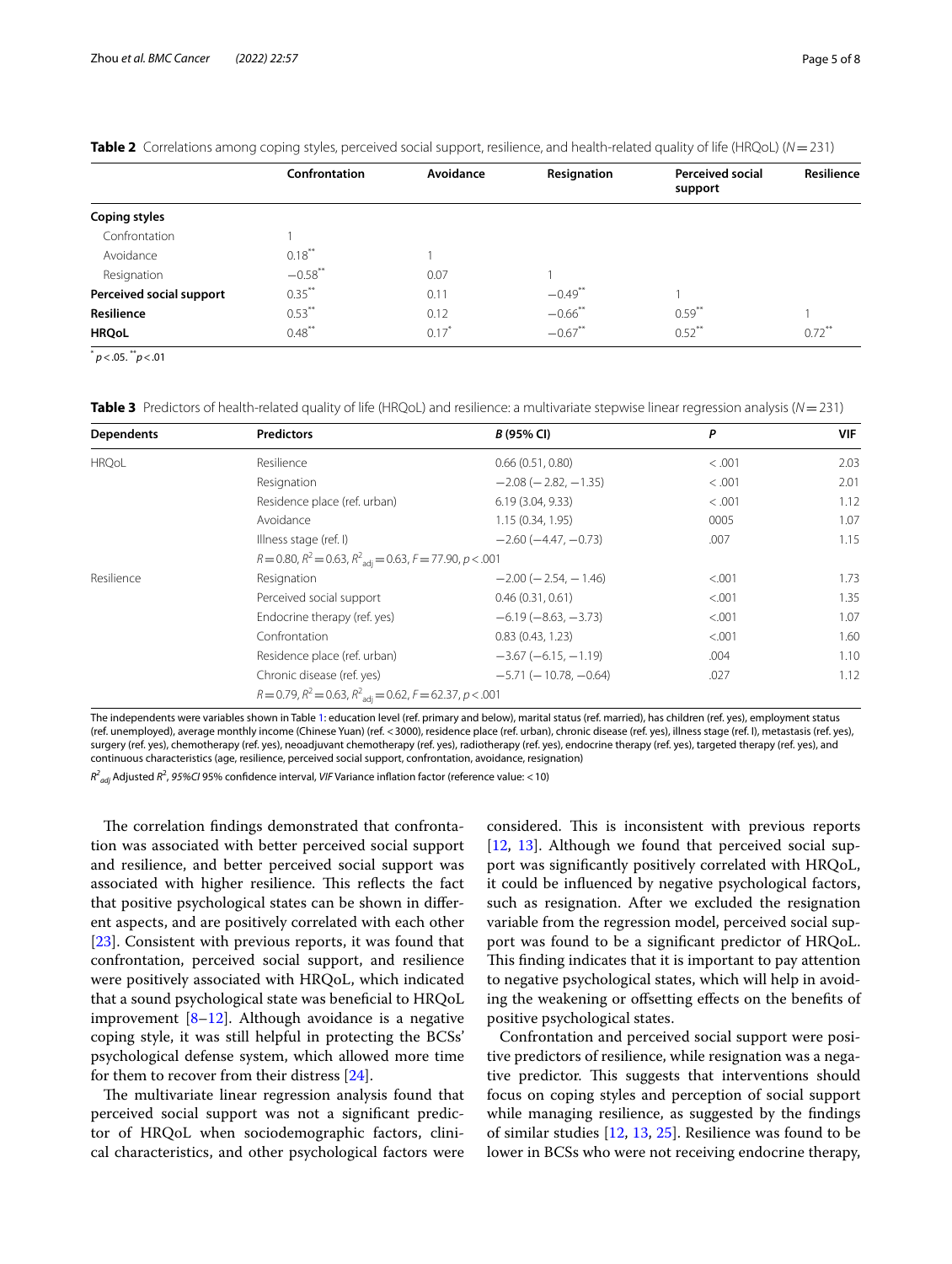**Table 2** Correlations among coping styles, perceived social support, resilience, and health-related quality of life (HRQoL) ($N = 231$)

| | Confrontation | Avoidance | Resignation | Perceived social support | Resilience |
|---|---|---|---|---|---|
| **Coping styles** | | | | | |
| Confrontation | 1 | | | | |
| Avoidance | 0.18** | 1 | | | |
| Resignation | −0.58** | 0.07 | 1 | | |
| **Perceived social support** | 0.35** | 0.11 | −0.49** | 1 | |
| **Resilience** | 0.53** | 0.12 | −0.66** | 0.59** | 1 |
| **HRQoL** | 0.48** | 0.17* | −0.67** | 0.52** | 0.72** |

* $p < .05$. ** $p < .01$

**Table 3** Predictors of health-related quality of life (HRQoL) and resilience: a multivariate stepwise linear regression analysis ($N = 231$)

| Dependents | Predictors | *B* (95% CI) | *P* | VIF |
|---|---|---|---|---|
| HRQoL | Resilience | 0.66 (0.51, 0.80) | < .001 | 2.03 |
| | Resignation | −2.08 (−2.82, −1.35) | < .001 | 2.01 |
| | Residence place (ref. urban) | 6.19 (3.04, 9.33) | < .001 | 1.12 |
| | Avoidance | 1.15 (0.34, 1.95) | 0005 | 1.07 |
| | Illness stage (ref. I) | −2.60 (−4.47, −0.73) | .007 | 1.15 |
| | $R = 0.80$, $R^2 = 0.63$, $R^2_{adj} = 0.63$, $F = 77.90$, $p < .001$ | | | |
| Resilience | Resignation | −2.00 (−2.54, −1.46) | <.001 | 1.73 |
| | Perceived social support | 0.46 (0.31, 0.61) | <.001 | 1.35 |
| | Endocrine therapy (ref. yes) | −6.19 (−8.63, −3.73) | <.001 | 1.07 |
| | Confrontation | 0.83 (0.43, 1.23) | <.001 | 1.60 |
| | Residence place (ref. urban) | −3.67 (−6.15, −1.19) | .004 | 1.10 |
| | Chronic disease (ref. yes) | −5.71 (−10.78, −0.64) | .027 | 1.12 |
| | $R = 0.79$, $R^2 = 0.63$, $R^2_{adj} = 0.62$, $F = 62.37$, $p < .001$ | | | |

The independents were variables shown in Table 1: education level (ref. primary and below), marital status (ref. married), has children (ref. yes), employment status (ref. unemployed), average monthly income (Chinese Yuan) (ref. < 3000), residence place (ref. urban), chronic disease (ref. yes), illness stage (ref. I), metastasis (ref. yes), surgery (ref. yes), chemotherapy (ref. yes), neoadjuvant chemotherapy (ref. yes), radiotherapy (ref. yes), endocrine therapy (ref. yes), targeted therapy (ref. yes), and continuous characteristics (age, resilience, perceived social support, confrontation, avoidance, resignation)

$R^2_{adj}$ Adjusted $R^2$, *95%CI* 95% confidence interval, *VIF* Variance inflation factor (reference value: < 10)

The correlation findings demonstrated that confrontation was associated with better perceived social support and resilience, and better perceived social support was associated with higher resilience. This reflects the fact that positive psychological states can be shown in different aspects, and are positively correlated with each other [23]. Consistent with previous reports, it was found that confrontation, perceived social support, and resilience were positively associated with HRQoL, which indicated that a sound psychological state was beneficial to HRQoL improvement [8–12]. Although avoidance is a negative coping style, it was still helpful in protecting the BCSs' psychological defense system, which allowed more time for them to recover from their distress [24].

The multivariate linear regression analysis found that perceived social support was not a significant predictor of HRQoL when sociodemographic factors, clinical characteristics, and other psychological factors were considered. This is inconsistent with previous reports [12, 13]. Although we found that perceived social support was significantly positively correlated with HRQoL, it could be influenced by negative psychological factors, such as resignation. After we excluded the resignation variable from the regression model, perceived social support was found to be a significant predictor of HRQoL. This finding indicates that it is important to pay attention to negative psychological states, which will help in avoiding the weakening or offsetting effects on the benefits of positive psychological states.

Confrontation and perceived social support were positive predictors of resilience, while resignation was a negative predictor. This suggests that interventions should focus on coping styles and perception of social support while managing resilience, as suggested by the findings of similar studies [12, 13, 25]. Resilience was found to be lower in BCSs who were not receiving endocrine therapy,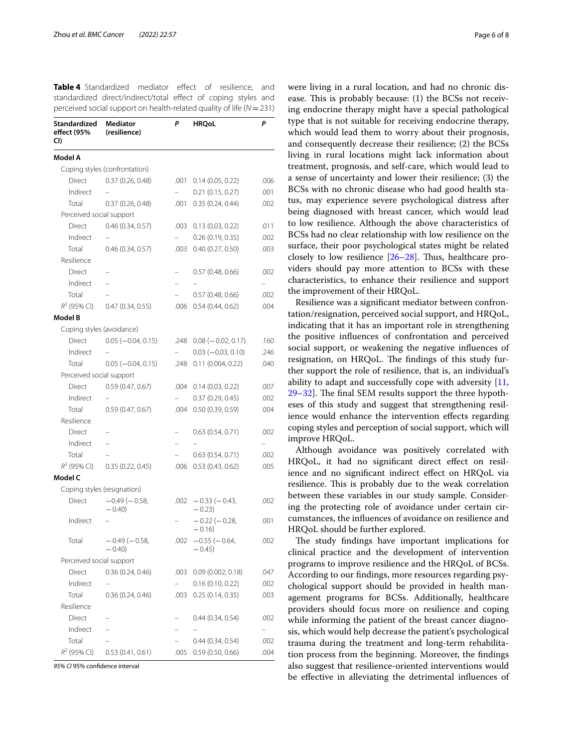**Table 4** Standardized mediator effect of resilience, and standardized direct/indirect/total effect of coping styles and perceived social support on health-related quality of life ($N=231$)

| Standardized effect (95% CI) | Mediator (resilience) | *P* | HRQoL | *P* |
|---|---|---|---|---|
| **Model A** | | | | |
| Coping styles (confrontation) | | | | |
| Direct | 0.37 (0.26, 0.48) | .001 | 0.14 (0.05, 0.22) | .006 |
| Indirect | – | – | 0.21 (0.15, 0.27) | .001 |
| Total | 0.37 (0.26, 0.48) | .001 | 0.35 (0.24, 0.44) | .002 |
| Perceived social support | | | | |
| Direct | 0.46 (0.34, 0.57) | .003 | 0.13 (0.03, 0.22) | .011 |
| Indirect | – | – | 0.26 (0.19, 0.35) | .002 |
| Total | 0.46 (0.34, 0.57) | .003 | 0.40 (0.27, 0.50) | .003 |
| Resilience | | | | |
| Direct | – | – | 0.57 (0.48, 0.66) | .002 |
| Indirect | – | – | – | – |
| Total | – | – | 0.57 (0.48, 0.66) | .002 |
| $R^2$ (95% CI) | 0.47 (0.34, 0.55) | .006 | 0.54 (0.44, 0.62) | .004 |
| **Model B** | | | | |
| Coping styles (avoidance) | | | | |
| Direct | 0.05 (−0.04, 0.15) | .248 | 0.08 (−0.02, 0.17) | .160 |
| Indirect | – | – | 0.03 (−0.03, 0.10) | .246 |
| Total | 0.05 (−0.04, 0.15) | .248 | 0.11 (0.004, 0.22) | .040 |
| Perceived social support | | | | |
| Direct | 0.59 (0.47, 0.67) | .004 | 0.14 (0.03, 0.22) | .007 |
| Indirect | – | – | 0.37 (0.29, 0.45) | .002 |
| Total | 0.59 (0.47, 0.67) | .004 | 0.50 (0.39, 0.59) | .004 |
| Resilience | | | | |
| Direct | – | – | 0.63 (0.54, 0.71) | .002 |
| Indirect | – | – | – | – |
| Total | – | – | 0.63 (0.54, 0.71) | .002 |
| $R^2$ (95% CI) | 0.35 (0.22, 0.45) | .006 | 0.53 (0.43, 0.62) | .005 |
| **Model C** | | | | |
| Coping styles (resignation) | | | | |
| Direct | −0.49 (−0.58, −0.40) | .002 | −0.33 (−0.43, −0.23) | .002 |
| Indirect | – | – | −0.22 (−0.28, −0.16) | .001 |
| Total | −0.49 (−0.58, −0.40) | .002 | −0.55 (−0.64, −0.45) | .002 |
| Perceived social support | | | | |
| Direct | 0.36 (0.24, 0.46) | .003 | 0.09 (0.002, 0.18) | .047 |
| Indirect | – | – | 0.16 (0.10, 0.22) | .002 |
| Total | 0.36 (0.24, 0.46) | .003 | 0.25 (0.14, 0.35) | .003 |
| Resilience | | | | |
| Direct | – | – | 0.44 (0.34, 0.54) | .002 |
| Indirect | – | – | – | – |
| Total | – | – | 0.44 (0.34, 0.54) | .002 |
| $R^2$ (95% CI) | 0.53 (0.41, 0.61) | .005 | 0.59 (0.50, 0.66) | .004 |

*95% CI* 95% confidence interval

were living in a rural location, and had no chronic disease. This is probably because: (1) the BCSs not receiving endocrine therapy might have a special pathological type that is not suitable for receiving endocrine therapy, which would lead them to worry about their prognosis, and consequently decrease their resilience; (2) the BCSs living in rural locations might lack information about treatment, prognosis, and self-care, which would lead to a sense of uncertainty and lower their resilience; (3) the BCSs with no chronic disease who had good health status, may experience severe psychological distress after being diagnosed with breast cancer, which would lead to low resilience. Although the above characteristics of BCSs had no clear relationship with low resilience on the surface, their poor psychological states might be related closely to low resilience [26–28]. Thus, healthcare providers should pay more attention to BCSs with these characteristics, to enhance their resilience and support the improvement of their HRQoL.

Resilience was a significant mediator between confrontation/resignation, perceived social support, and HRQoL, indicating that it has an important role in strengthening the positive influences of confrontation and perceived social support, or weakening the negative influences of resignation, on HRQoL. The findings of this study further support the role of resilience, that is, an individual's ability to adapt and successfully cope with adversity [11, 29–32]. The final SEM results support the three hypotheses of this study and suggest that strengthening resilience would enhance the intervention effects regarding coping styles and perception of social support, which will improve HRQoL.

Although avoidance was positively correlated with HRQoL, it had no significant direct effect on resilience and no significant indirect effect on HRQoL via resilience. This is probably due to the weak correlation between these variables in our study sample. Considering the protecting role of avoidance under certain circumstances, the influences of avoidance on resilience and HRQoL should be further explored.

The study findings have important implications for clinical practice and the development of intervention programs to improve resilience and the HRQoL of BCSs. According to our findings, more resources regarding psychological support should be provided in health management programs for BCSs. Additionally, healthcare providers should focus more on resilience and coping while informing the patient of the breast cancer diagnosis, which would help decrease the patient's psychological trauma during the treatment and long-term rehabilitation process from the beginning. Moreover, the findings also suggest that resilience-oriented interventions would be effective in alleviating the detrimental influences of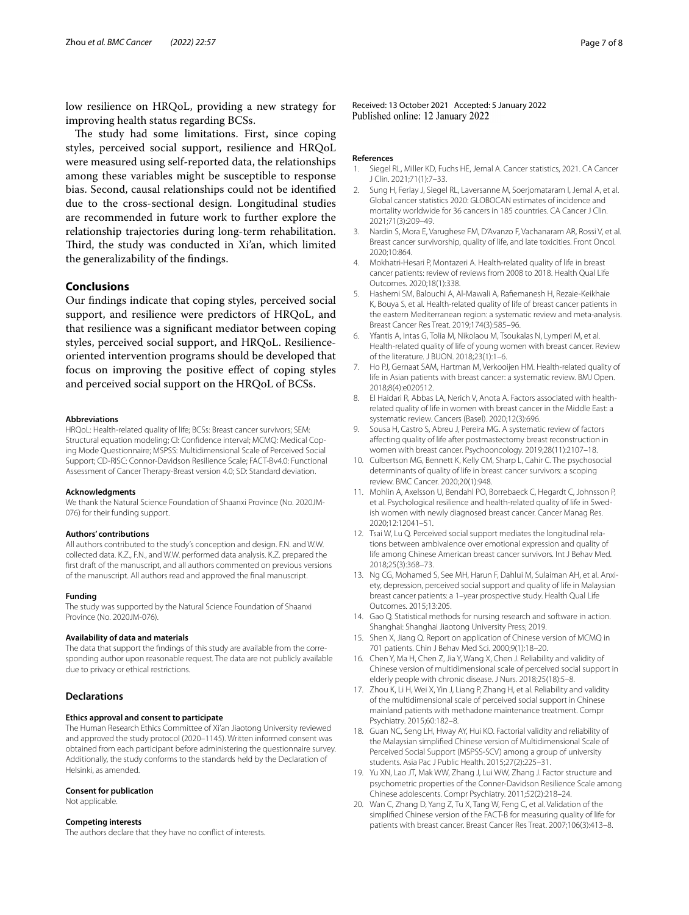low resilience on HRQoL, providing a new strategy for improving health status regarding BCSs.

The study had some limitations. First, since coping styles, perceived social support, resilience and HRQoL were measured using self-reported data, the relationships among these variables might be susceptible to response bias. Second, causal relationships could not be identified due to the cross-sectional design. Longitudinal studies are recommended in future work to further explore the relationship trajectories during long-term rehabilitation. Third, the study was conducted in Xi'an, which limited the generalizability of the findings.

## Conclusions

Our findings indicate that coping styles, perceived social support, and resilience were predictors of HRQoL, and that resilience was a significant mediator between coping styles, perceived social support, and HRQoL. Resilience-oriented intervention programs should be developed that focus on improving the positive effect of coping styles and perceived social support on the HRQoL of BCSs.

#### Abbreviations

HRQoL: Health-related quality of life; BCSs: Breast cancer survivors; SEM: Structural equation modeling; CI: Confidence interval; MCMQ: Medical Coping Mode Questionnaire; MSPSS: Multidimensional Scale of Perceived Social Support; CD-RISC: Connor-Davidson Resilience Scale; FACT-Bv4.0: Functional Assessment of Cancer Therapy-Breast version 4.0; SD: Standard deviation.

#### Acknowledgments

We thank the Natural Science Foundation of Shaanxi Province (No. 2020JM-076) for their funding support.

#### Authors' contributions

All authors contributed to the study's conception and design. F.N. and W.W. collected data. K.Z., F.N., and W.W. performed data analysis. K.Z. prepared the first draft of the manuscript, and all authors commented on previous versions of the manuscript. All authors read and approved the final manuscript.

#### Funding

The study was supported by the Natural Science Foundation of Shaanxi Province (No. 2020JM-076).

#### Availability of data and materials

The data that support the findings of this study are available from the corresponding author upon reasonable request. The data are not publicly available due to privacy or ethical restrictions.

### Declarations

#### Ethics approval and consent to participate

The Human Research Ethics Committee of Xi'an Jiaotong University reviewed and approved the study protocol (2020–1145). Written informed consent was obtained from each participant before administering the questionnaire survey. Additionally, the study conforms to the standards held by the Declaration of Helsinki, as amended.

#### Consent for publication

Not applicable.

#### Competing interests

The authors declare that they have no conflict of interests.

Received: 13 October 2021 Accepted: 5 January 2022
Published online: 12 January 2022

#### References

1. Siegel RL, Miller KD, Fuchs HE, Jemal A. Cancer statistics, 2021. CA Cancer J Clin. 2021;71(1):7–33.
2. Sung H, Ferlay J, Siegel RL, Laversanne M, Soerjomataram I, Jemal A, et al. Global cancer statistics 2020: GLOBOCAN estimates of incidence and mortality worldwide for 36 cancers in 185 countries. CA Cancer J Clin. 2021;71(3):209–49.
3. Nardin S, Mora E, Varughese FM, D'Avanzo F, Vachanaram AR, Rossi V, et al. Breast cancer survivorship, quality of life, and late toxicities. Front Oncol. 2020;10:864.
4. Mokhatri-Hesari P, Montazeri A. Health-related quality of life in breast cancer patients: review of reviews from 2008 to 2018. Health Qual Life Outcomes. 2020;18(1):338.
5. Hashemi SM, Balouchi A, Al-Mawali A, Rafiemanesh H, Rezaie-Keikhaie K, Bouya S, et al. Health-related quality of life of breast cancer patients in the eastern Mediterranean region: a systematic review and meta-analysis. Breast Cancer Res Treat. 2019;174(3):585–96.
6. Yfantis A, Intas G, Tolia M, Nikolaou M, Tsoukalas N, Lymperi M, et al. Health-related quality of life of young women with breast cancer. Review of the literature. J BUON. 2018;23(1):1–6.
7. Ho PJ, Gernaat SAM, Hartman M, Verkooijen HM. Health-related quality of life in Asian patients with breast cancer: a systematic review. BMJ Open. 2018;8(4):e020512.
8. El Haidari R, Abbas LA, Nerich V, Anota A. Factors associated with health-related quality of life in women with breast cancer in the Middle East: a systematic review. Cancers (Basel). 2020;12(3):696.
9. Sousa H, Castro S, Abreu J, Pereira MG. A systematic review of factors affecting quality of life after postmastectomy breast reconstruction in women with breast cancer. Psychooncology. 2019;28(11):2107–18.
10. Culbertson MG, Bennett K, Kelly CM, Sharp L, Cahir C. The psychosocial determinants of quality of life in breast cancer survivors: a scoping review. BMC Cancer. 2020;20(1):948.
11. Mohlin A, Axelsson U, Bendahl PO, Borrebaeck C, Hegardt C, Johnsson P, et al. Psychological resilience and health-related quality of life in Swedish women with newly diagnosed breast cancer. Cancer Manag Res. 2020;12:12041–51.
12. Tsai W, Lu Q. Perceived social support mediates the longitudinal relations between ambivalence over emotional expression and quality of life among Chinese American breast cancer survivors. Int J Behav Med. 2018;25(3):368–73.
13. Ng CG, Mohamed S, See MH, Harun F, Dahlui M, Sulaiman AH, et al. Anxiety, depression, perceived social support and quality of life in Malaysian breast cancer patients: a 1–year prospective study. Health Qual Life Outcomes. 2015;13:205.
14. Gao Q. Statistical methods for nursing research and software in action. Shanghai: Shanghai Jiaotong University Press; 2019.
15. Shen X, Jiang Q. Report on application of Chinese version of MCMQ in 701 patients. Chin J Behav Med Sci. 2000;9(1):18–20.
16. Chen Y, Ma H, Chen Z, Jia Y, Wang X, Chen J. Reliability and validity of Chinese version of multidimensional scale of perceived social support in elderly people with chronic disease. J Nurs. 2018;25(18):5–8.
17. Zhou K, Li H, Wei X, Yin J, Liang P, Zhang H, et al. Reliability and validity of the multidimensional scale of perceived social support in Chinese mainland patients with methadone maintenance treatment. Compr Psychiatry. 2015;60:182–8.
18. Guan NC, Seng LH, Hway AY, Hui KO. Factorial validity and reliability of the Malaysian simplified Chinese version of Multidimensional Scale of Perceived Social Support (MSPSS-SCV) among a group of university students. Asia Pac J Public Health. 2015;27(2):225–31.
19. Yu XN, Lao JT, Mak WW, Zhang J, Lui WW, Zhang J. Factor structure and psychometric properties of the Conner-Davidson Resilience Scale among Chinese adolescents. Compr Psychiatry. 2011;52(2):218–24.
20. Wan C, Zhang D, Yang Z, Tu X, Tang W, Feng C, et al. Validation of the simplified Chinese version of the FACT-B for measuring quality of life for patients with breast cancer. Breast Cancer Res Treat. 2007;106(3):413–8.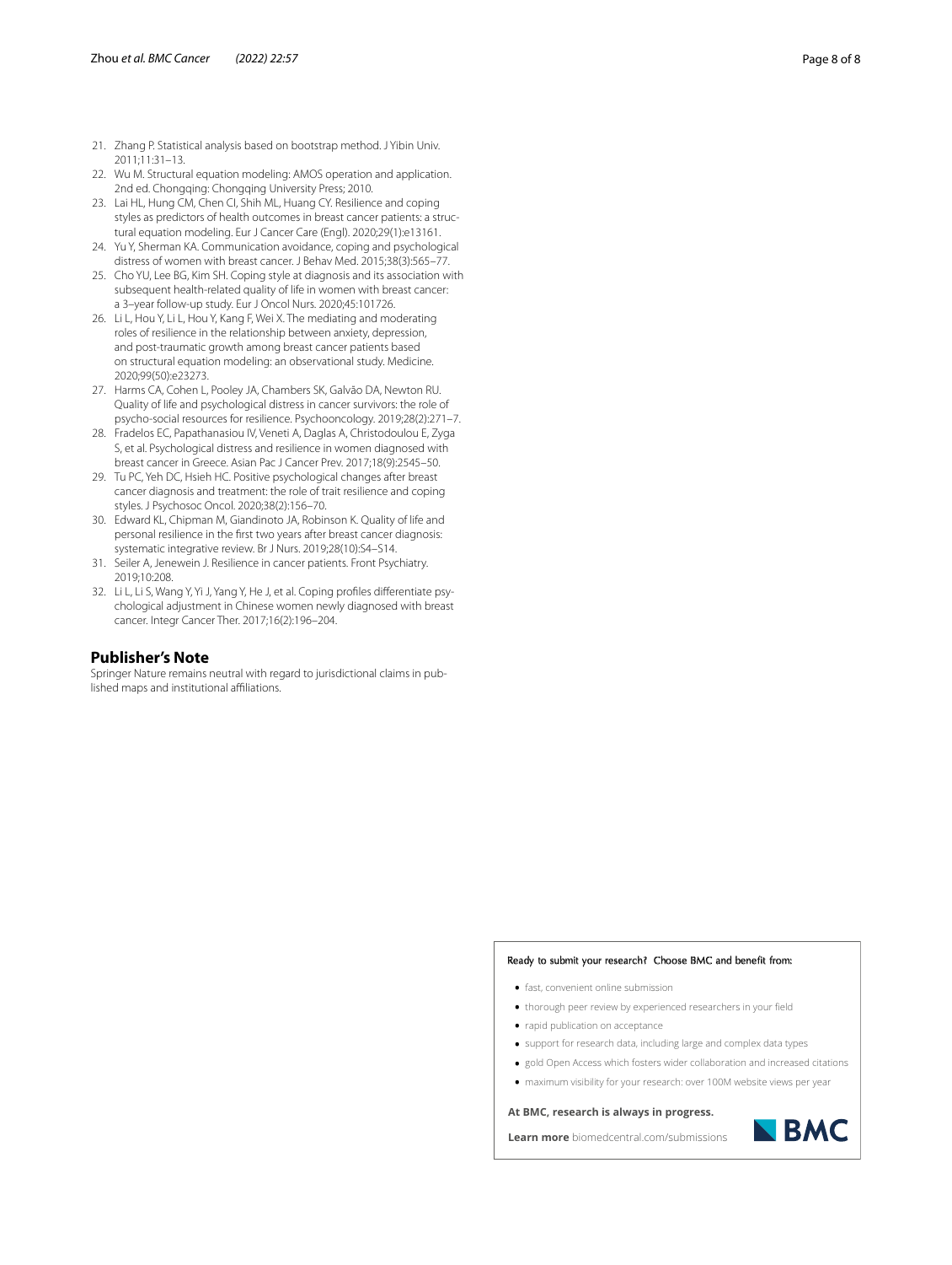21. Zhang P. Statistical analysis based on bootstrap method. J Yibin Univ. 2011;11:31–13.
22. Wu M. Structural equation modeling: AMOS operation and application. 2nd ed. Chongqing: Chongqing University Press; 2010.
23. Lai HL, Hung CM, Chen CI, Shih ML, Huang CY. Resilience and coping styles as predictors of health outcomes in breast cancer patients: a structural equation modeling. Eur J Cancer Care (Engl). 2020;29(1):e13161.
24. Yu Y, Sherman KA. Communication avoidance, coping and psychological distress of women with breast cancer. J Behav Med. 2015;38(3):565–77.
25. Cho YU, Lee BG, Kim SH. Coping style at diagnosis and its association with subsequent health-related quality of life in women with breast cancer: a 3–year follow-up study. Eur J Oncol Nurs. 2020;45:101726.
26. Li L, Hou Y, Li L, Hou Y, Kang F, Wei X. The mediating and moderating roles of resilience in the relationship between anxiety, depression, and post-traumatic growth among breast cancer patients based on structural equation modeling: an observational study. Medicine. 2020;99(50):e23273.
27. Harms CA, Cohen L, Pooley JA, Chambers SK, Galvão DA, Newton RU. Quality of life and psychological distress in cancer survivors: the role of psycho-social resources for resilience. Psychooncology. 2019;28(2):271–7.
28. Fradelos EC, Papathanasiou IV, Veneti A, Daglas A, Christodoulou E, Zyga S, et al. Psychological distress and resilience in women diagnosed with breast cancer in Greece. Asian Pac J Cancer Prev. 2017;18(9):2545–50.
29. Tu PC, Yeh DC, Hsieh HC. Positive psychological changes after breast cancer diagnosis and treatment: the role of trait resilience and coping styles. J Psychosoc Oncol. 2020;38(2):156–70.
30. Edward KL, Chipman M, Giandinoto JA, Robinson K. Quality of life and personal resilience in the first two years after breast cancer diagnosis: systematic integrative review. Br J Nurs. 2019;28(10):S4–S14.
31. Seiler A, Jenewein J. Resilience in cancer patients. Front Psychiatry. 2019;10:208.
32. Li L, Li S, Wang Y, Yi J, Yang Y, He J, et al. Coping profiles differentiate psychological adjustment in Chinese women newly diagnosed with breast cancer. Integr Cancer Ther. 2017;16(2):196–204.

## Publisher's Note

Springer Nature remains neutral with regard to jurisdictional claims in published maps and institutional affiliations.

Ready to submit your research? Choose BMC and benefit from:

- fast, convenient online submission
- thorough peer review by experienced researchers in your field
- rapid publication on acceptance
- support for research data, including large and complex data types
- gold Open Access which fosters wider collaboration and increased citations
- maximum visibility for your research: over 100M website views per year

**At BMC, research is always in progress.**

**Learn more** biomedcentral.com/submissions

BMC